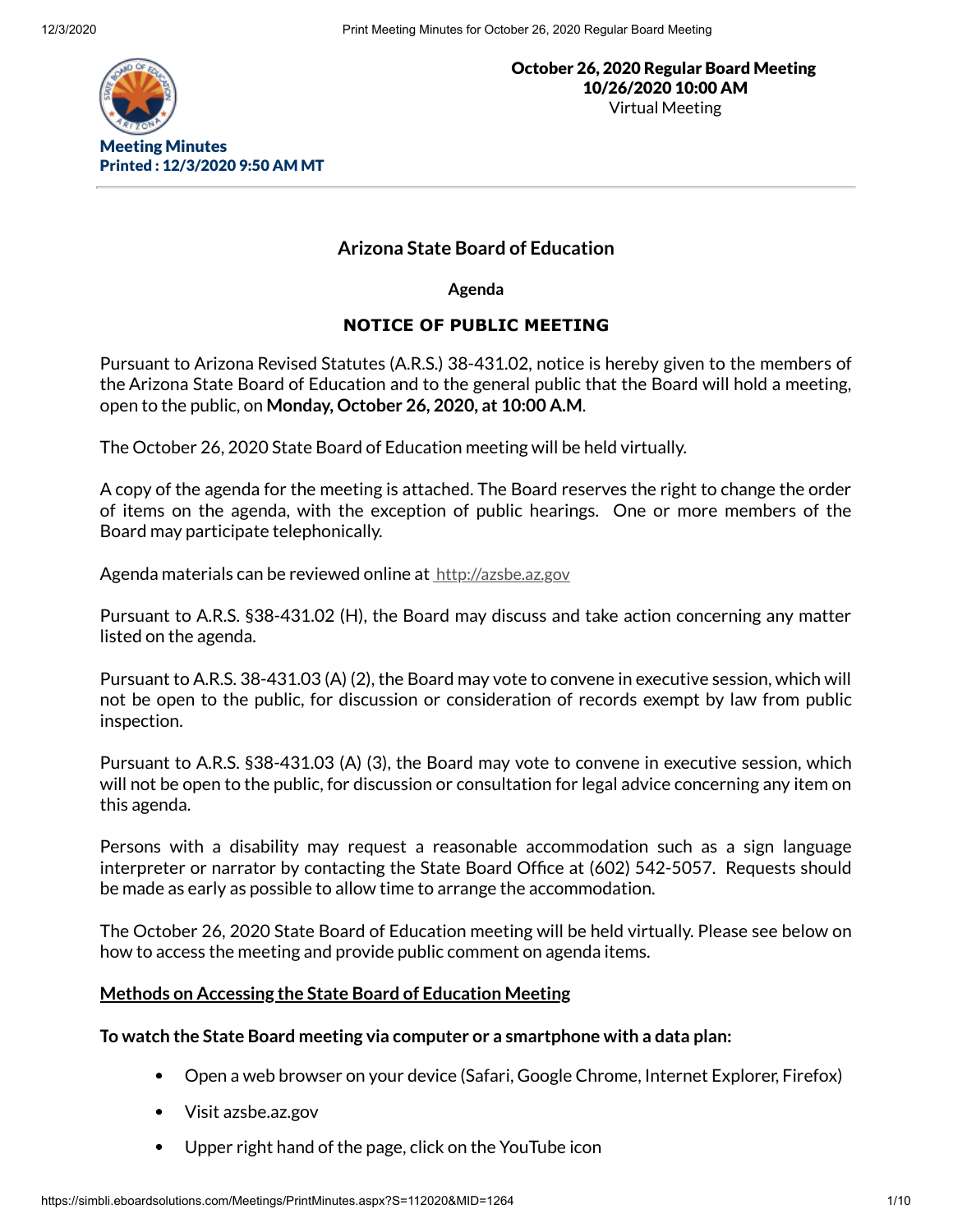**October 26, 2020 Regular Board Meeting**
**10/26/2020 10:00 AM**
Virtual Meeting

**Meeting Minutes**
**Printed : 12/3/2020 9:50 AM MT**

---

## Arizona State Board of Education

**Agenda**

**NOTICE OF PUBLIC MEETING**

Pursuant to Arizona Revised Statutes (A.R.S.) 38-431.02, notice is hereby given to the members of the Arizona State Board of Education and to the general public that the Board will hold a meeting, open to the public, on **Monday, October 26, 2020, at 10:00 A.M**.

The October 26, 2020 State Board of Education meeting will be held virtually.

A copy of the agenda for the meeting is attached. The Board reserves the right to change the order of items on the agenda, with the exception of public hearings. One or more members of the Board may participate telephonically.

Agenda materials can be reviewed online at http://azsbe.az.gov

Pursuant to A.R.S. §38-431.02 (H), the Board may discuss and take action concerning any matter listed on the agenda.

Pursuant to A.R.S. 38-431.03 (A) (2), the Board may vote to convene in executive session, which will not be open to the public, for discussion or consideration of records exempt by law from public inspection.

Pursuant to A.R.S. §38-431.03 (A) (3), the Board may vote to convene in executive session, which will not be open to the public, for discussion or consultation for legal advice concerning any item on this agenda.

Persons with a disability may request a reasonable accommodation such as a sign language interpreter or narrator by contacting the State Board Office at (602) 542-5057. Requests should be made as early as possible to allow time to arrange the accommodation.

The October 26, 2020 State Board of Education meeting will be held virtually. Please see below on how to access the meeting and provide public comment on agenda items.

**Methods on Accessing the State Board of Education Meeting**

**To watch the State Board meeting via computer or a smartphone with a data plan:**

- Open a web browser on your device (Safari, Google Chrome, Internet Explorer, Firefox)
- Visit azsbe.az.gov
- Upper right hand of the page, click on the YouTube icon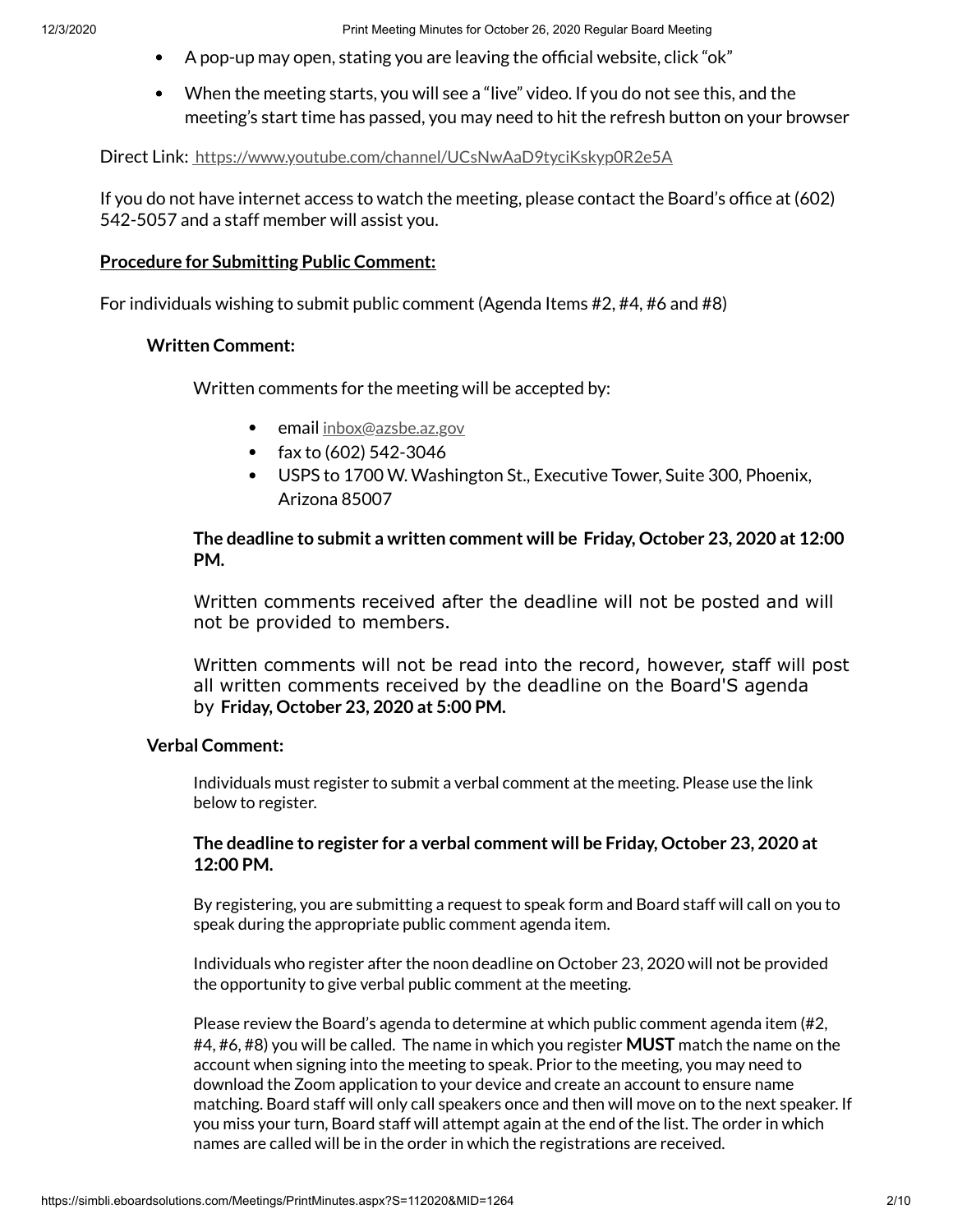- A pop-up may open, stating you are leaving the official website, click "ok"
- When the meeting starts, you will see a "live" video. If you do not see this, and the meeting's start time has passed, you may need to hit the refresh button on your browser

Direct Link: https://www.youtube.com/channel/UCsNwAaD9tyciKskyp0R2e5A

If you do not have internet access to watch the meeting, please contact the Board's office at (602) 542-5057 and a staff member will assist you.

**Procedure for Submitting Public Comment:**

For individuals wishing to submit public comment (Agenda Items #2, #4, #6 and #8)

**Written Comment:**

Written comments for the meeting will be accepted by:

- email inbox@azsbe.az.gov
- fax to (602) 542-3046
- USPS to 1700 W. Washington St., Executive Tower, Suite 300, Phoenix, Arizona 85007

**The deadline to submit a written comment will be Friday, October 23, 2020 at 12:00 PM.**

Written comments received after the deadline will not be posted and will not be provided to members.

Written comments will not be read into the record, however, staff will post all written comments received by the deadline on the Board'S agenda by **Friday, October 23, 2020 at 5:00 PM.**

**Verbal Comment:**

Individuals must register to submit a verbal comment at the meeting. Please use the link below to register.

**The deadline to register for a verbal comment will be Friday, October 23, 2020 at 12:00 PM.**

By registering, you are submitting a request to speak form and Board staff will call on you to speak during the appropriate public comment agenda item.

Individuals who register after the noon deadline on October 23, 2020 will not be provided the opportunity to give verbal public comment at the meeting.

Please review the Board's agenda to determine at which public comment agenda item (#2, #4, #6, #8) you will be called. The name in which you register **MUST** match the name on the account when signing into the meeting to speak. Prior to the meeting, you may need to download the Zoom application to your device and create an account to ensure name matching. Board staff will only call speakers once and then will move on to the next speaker. If you miss your turn, Board staff will attempt again at the end of the list. The order in which names are called will be in the order in which the registrations are received.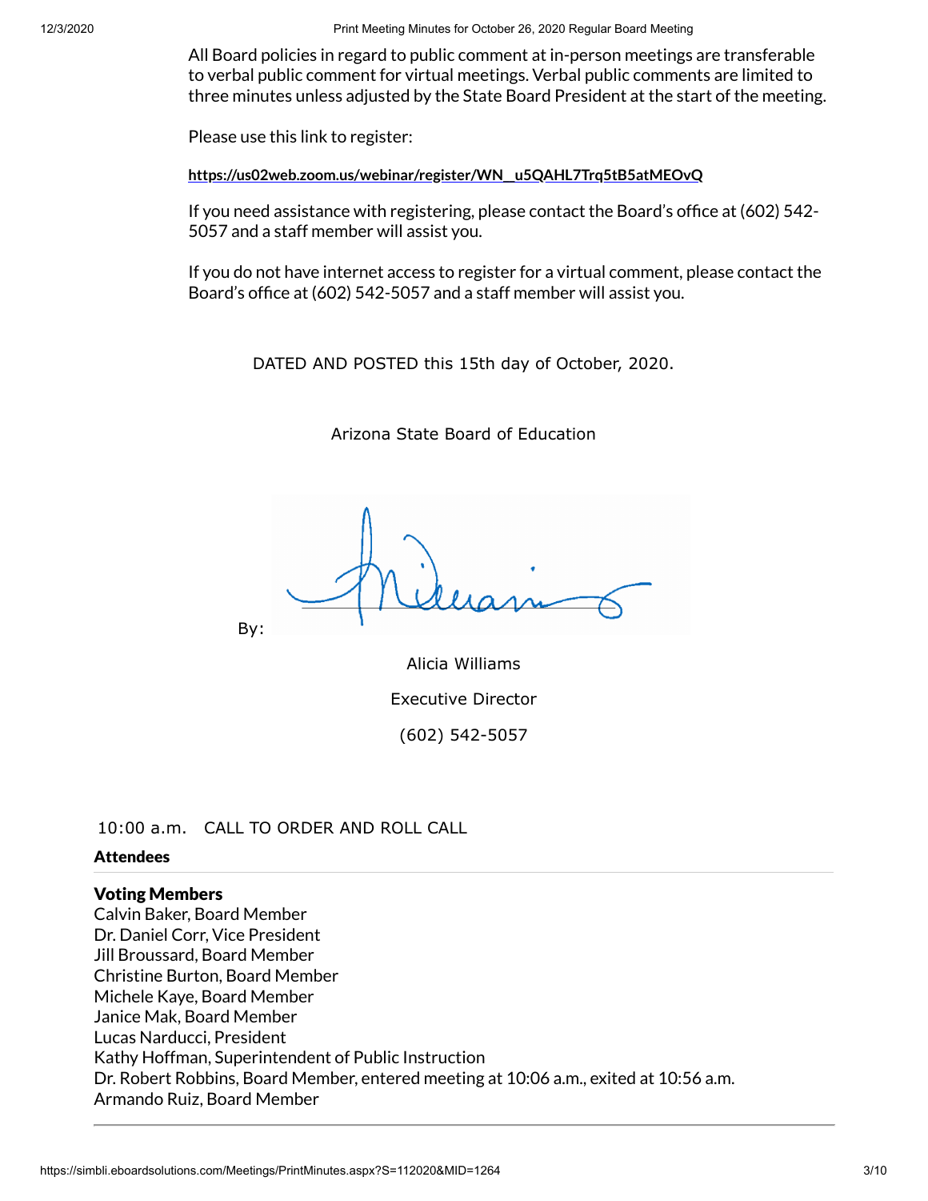All Board policies in regard to public comment at in-person meetings are transferable to verbal public comment for virtual meetings. Verbal public comments are limited to three minutes unless adjusted by the State Board President at the start of the meeting.

Please use this link to register:

**https://us02web.zoom.us/webinar/register/WN_u5QAHL7Trq5tB5atMEOvQ**

If you need assistance with registering, please contact the Board's office at (602) 542-5057 and a staff member will assist you.

If you do not have internet access to register for a virtual comment, please contact the Board's office at (602) 542-5057 and a staff member will assist you.

DATED AND POSTED this 15th day of October, 2020.

Arizona State Board of Education

By:

Alicia Williams

Executive Director

(602) 542-5057

10:00 a.m. CALL TO ORDER AND ROLL CALL

**Attendees**

**Voting Members**

Calvin Baker, Board Member
Dr. Daniel Corr, Vice President
Jill Broussard, Board Member
Christine Burton, Board Member
Michele Kaye, Board Member
Janice Mak, Board Member
Lucas Narducci, President
Kathy Hoffman, Superintendent of Public Instruction
Dr. Robert Robbins, Board Member, entered meeting at 10:06 a.m., exited at 10:56 a.m.
Armando Ruiz, Board Member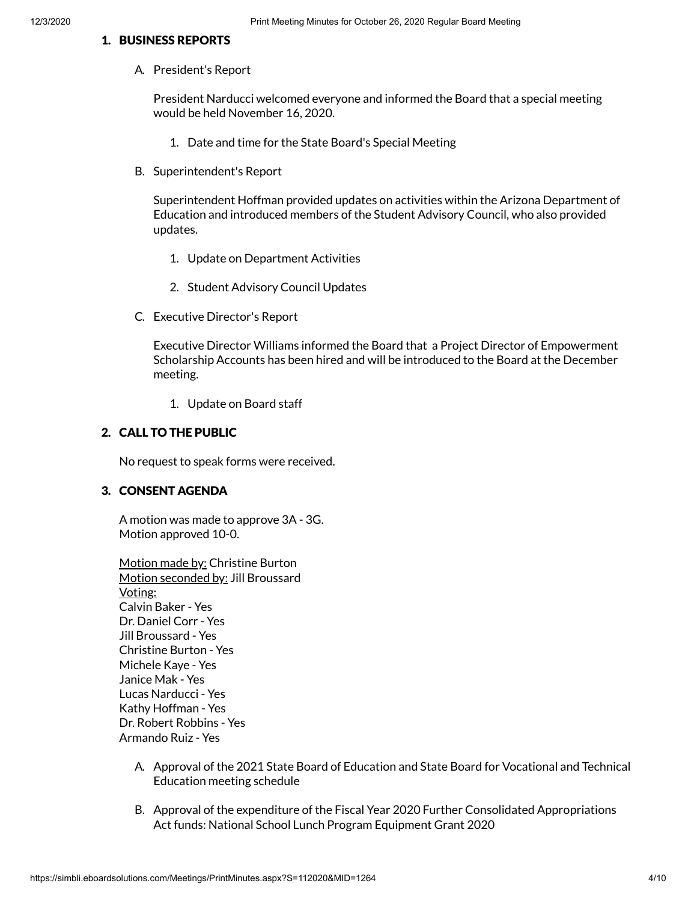## 1. BUSINESS REPORTS

A. President's Report

President Narducci welcomed everyone and informed the Board that a special meeting would be held November 16, 2020.

1. Date and time for the State Board's Special Meeting

B. Superintendent's Report

Superintendent Hoffman provided updates on activities within the Arizona Department of Education and introduced members of the Student Advisory Council, who also provided updates.

1. Update on Department Activities
2. Student Advisory Council Updates

C. Executive Director's Report

Executive Director Williams informed the Board that a Project Director of Empowerment Scholarship Accounts has been hired and will be introduced to the Board at the December meeting.

1. Update on Board staff

## 2. CALL TO THE PUBLIC

No request to speak forms were received.

## 3. CONSENT AGENDA

A motion was made to approve 3A - 3G.
Motion approved 10-0.

Motion made by: Christine Burton
Motion seconded by: Jill Broussard
Voting:
Calvin Baker - Yes
Dr. Daniel Corr - Yes
Jill Broussard - Yes
Christine Burton - Yes
Michele Kaye - Yes
Janice Mak - Yes
Lucas Narducci - Yes
Kathy Hoffman - Yes
Dr. Robert Robbins - Yes
Armando Ruiz - Yes

A. Approval of the 2021 State Board of Education and State Board for Vocational and Technical Education meeting schedule

B. Approval of the expenditure of the Fiscal Year 2020 Further Consolidated Appropriations Act funds: National School Lunch Program Equipment Grant 2020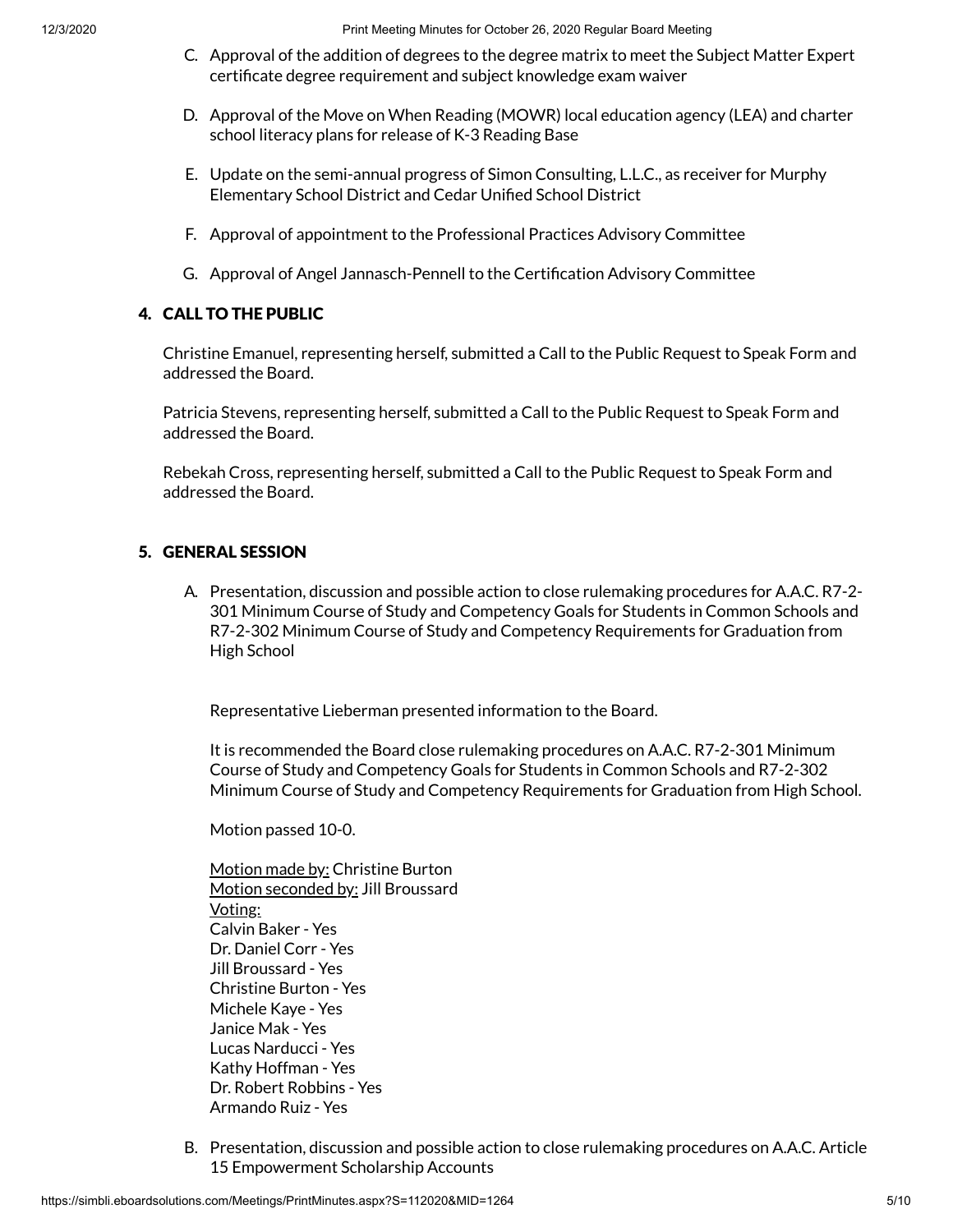C. Approval of the addition of degrees to the degree matrix to meet the Subject Matter Expert certificate degree requirement and subject knowledge exam waiver

D. Approval of the Move on When Reading (MOWR) local education agency (LEA) and charter school literacy plans for release of K-3 Reading Base

E. Update on the semi-annual progress of Simon Consulting, L.L.C., as receiver for Murphy Elementary School District and Cedar Unified School District

F. Approval of appointment to the Professional Practices Advisory Committee

G. Approval of Angel Jannasch-Pennell to the Certification Advisory Committee

## 4. CALL TO THE PUBLIC

Christine Emanuel, representing herself, submitted a Call to the Public Request to Speak Form and addressed the Board.

Patricia Stevens, representing herself, submitted a Call to the Public Request to Speak Form and addressed the Board.

Rebekah Cross, representing herself, submitted a Call to the Public Request to Speak Form and addressed the Board.

## 5. GENERAL SESSION

A. Presentation, discussion and possible action to close rulemaking procedures for A.A.C. R7-2-301 Minimum Course of Study and Competency Goals for Students in Common Schools and R7-2-302 Minimum Course of Study and Competency Requirements for Graduation from High School

Representative Lieberman presented information to the Board.

It is recommended the Board close rulemaking procedures on A.A.C. R7-2-301 Minimum Course of Study and Competency Goals for Students in Common Schools and R7-2-302 Minimum Course of Study and Competency Requirements for Graduation from High School.

Motion passed 10-0.

Motion made by: Christine Burton
Motion seconded by: Jill Broussard
Voting:
Calvin Baker - Yes
Dr. Daniel Corr - Yes
Jill Broussard - Yes
Christine Burton - Yes
Michele Kaye - Yes
Janice Mak - Yes
Lucas Narducci - Yes
Kathy Hoffman - Yes
Dr. Robert Robbins - Yes
Armando Ruiz - Yes

B. Presentation, discussion and possible action to close rulemaking procedures on A.A.C. Article 15 Empowerment Scholarship Accounts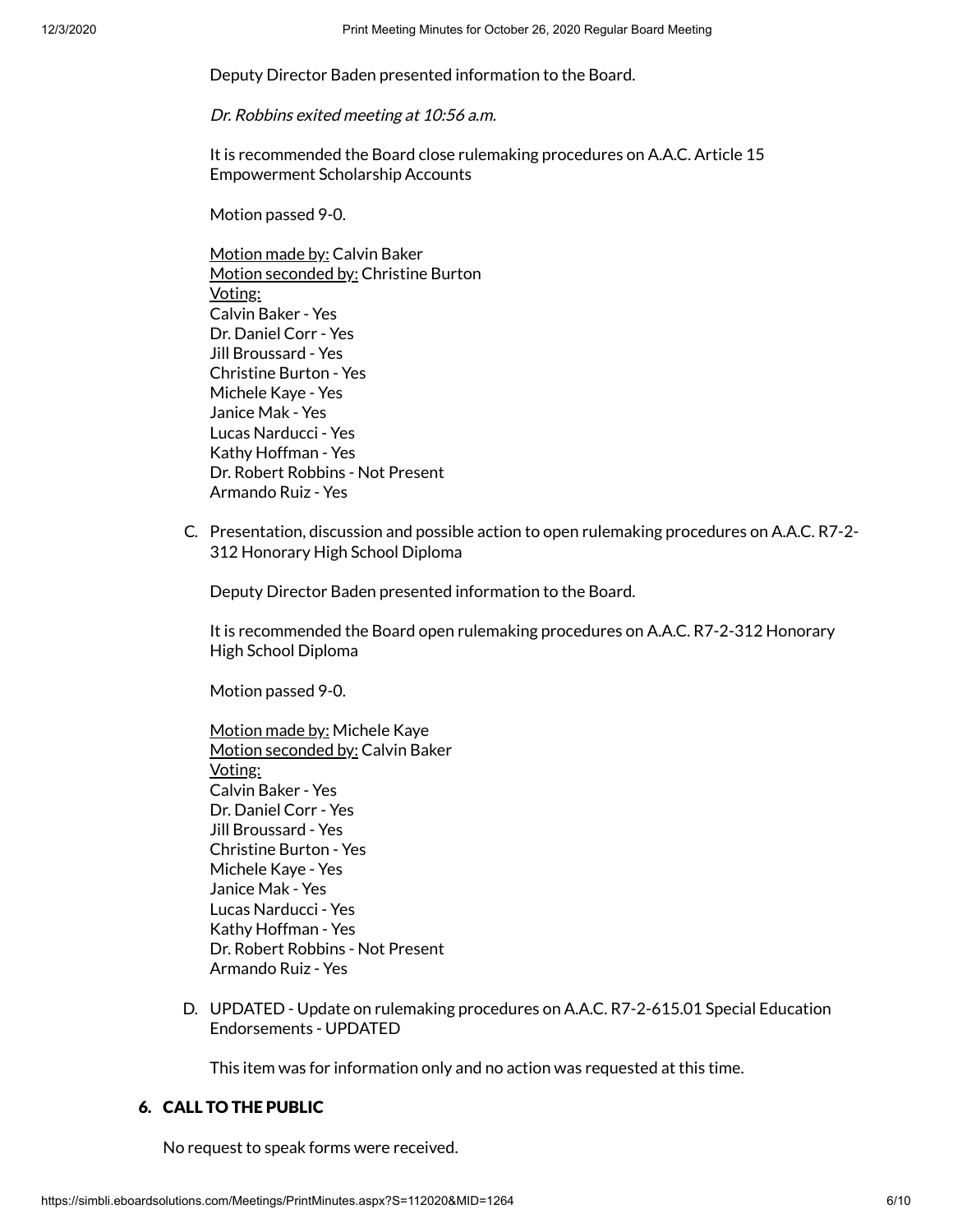Deputy Director Baden presented information to the Board.

*Dr. Robbins exited meeting at 10:56 a.m.*

It is recommended the Board close rulemaking procedures on A.A.C. Article 15 Empowerment Scholarship Accounts

Motion passed 9-0.

Motion made by: Calvin Baker
Motion seconded by: Christine Burton
Voting:
Calvin Baker - Yes
Dr. Daniel Corr - Yes
Jill Broussard - Yes
Christine Burton - Yes
Michele Kaye - Yes
Janice Mak - Yes
Lucas Narducci - Yes
Kathy Hoffman - Yes
Dr. Robert Robbins - Not Present
Armando Ruiz - Yes

C. Presentation, discussion and possible action to open rulemaking procedures on A.A.C. R7-2-312 Honorary High School Diploma

Deputy Director Baden presented information to the Board.

It is recommended the Board open rulemaking procedures on A.A.C. R7-2-312 Honorary High School Diploma

Motion passed 9-0.

Motion made by: Michele Kaye
Motion seconded by: Calvin Baker
Voting:
Calvin Baker - Yes
Dr. Daniel Corr - Yes
Jill Broussard - Yes
Christine Burton - Yes
Michele Kaye - Yes
Janice Mak - Yes
Lucas Narducci - Yes
Kathy Hoffman - Yes
Dr. Robert Robbins - Not Present
Armando Ruiz - Yes

D. UPDATED - Update on rulemaking procedures on A.A.C. R7-2-615.01 Special Education Endorsements - UPDATED

This item was for information only and no action was requested at this time.

## 6. CALL TO THE PUBLIC

No request to speak forms were received.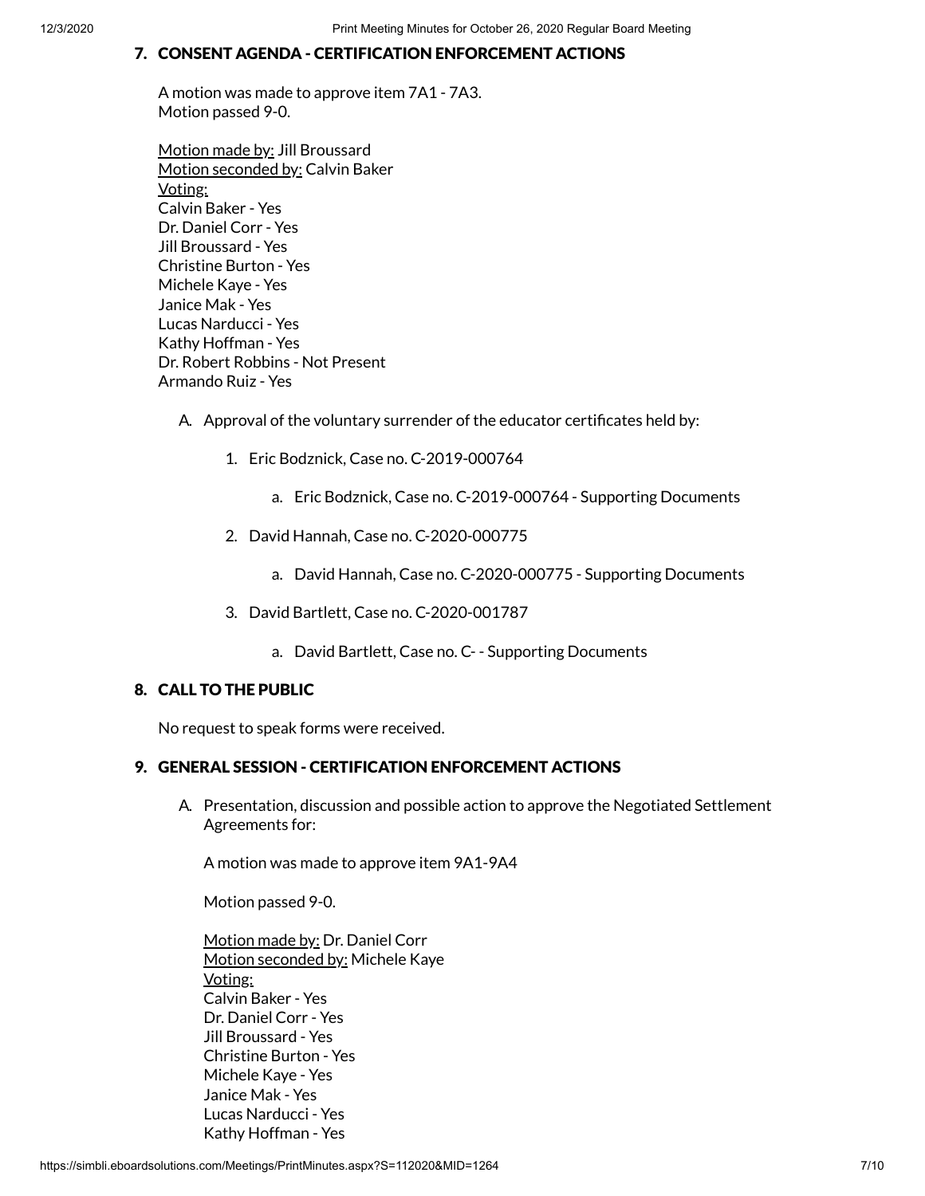## 7. CONSENT AGENDA - CERTIFICATION ENFORCEMENT ACTIONS

A motion was made to approve item 7A1 - 7A3.
Motion passed 9-0.

Motion made by: Jill Broussard
Motion seconded by: Calvin Baker
Voting:
Calvin Baker - Yes
Dr. Daniel Corr - Yes
Jill Broussard - Yes
Christine Burton - Yes
Michele Kaye - Yes
Janice Mak - Yes
Lucas Narducci - Yes
Kathy Hoffman - Yes
Dr. Robert Robbins - Not Present
Armando Ruiz - Yes

A. Approval of the voluntary surrender of the educator certificates held by:

1. Eric Bodznick, Case no. C-2019-000764
    a. Eric Bodznick, Case no. C-2019-000764 - Supporting Documents
2. David Hannah, Case no. C-2020-000775
    a. David Hannah, Case no. C-2020-000775 - Supporting Documents
3. David Bartlett, Case no. C-2020-001787
    a. David Bartlett, Case no. C- - Supporting Documents

## 8. CALL TO THE PUBLIC

No request to speak forms were received.

## 9. GENERAL SESSION - CERTIFICATION ENFORCEMENT ACTIONS

A. Presentation, discussion and possible action to approve the Negotiated Settlement Agreements for:

A motion was made to approve item 9A1-9A4

Motion passed 9-0.

Motion made by: Dr. Daniel Corr
Motion seconded by: Michele Kaye
Voting:
Calvin Baker - Yes
Dr. Daniel Corr - Yes
Jill Broussard - Yes
Christine Burton - Yes
Michele Kaye - Yes
Janice Mak - Yes
Lucas Narducci - Yes
Kathy Hoffman - Yes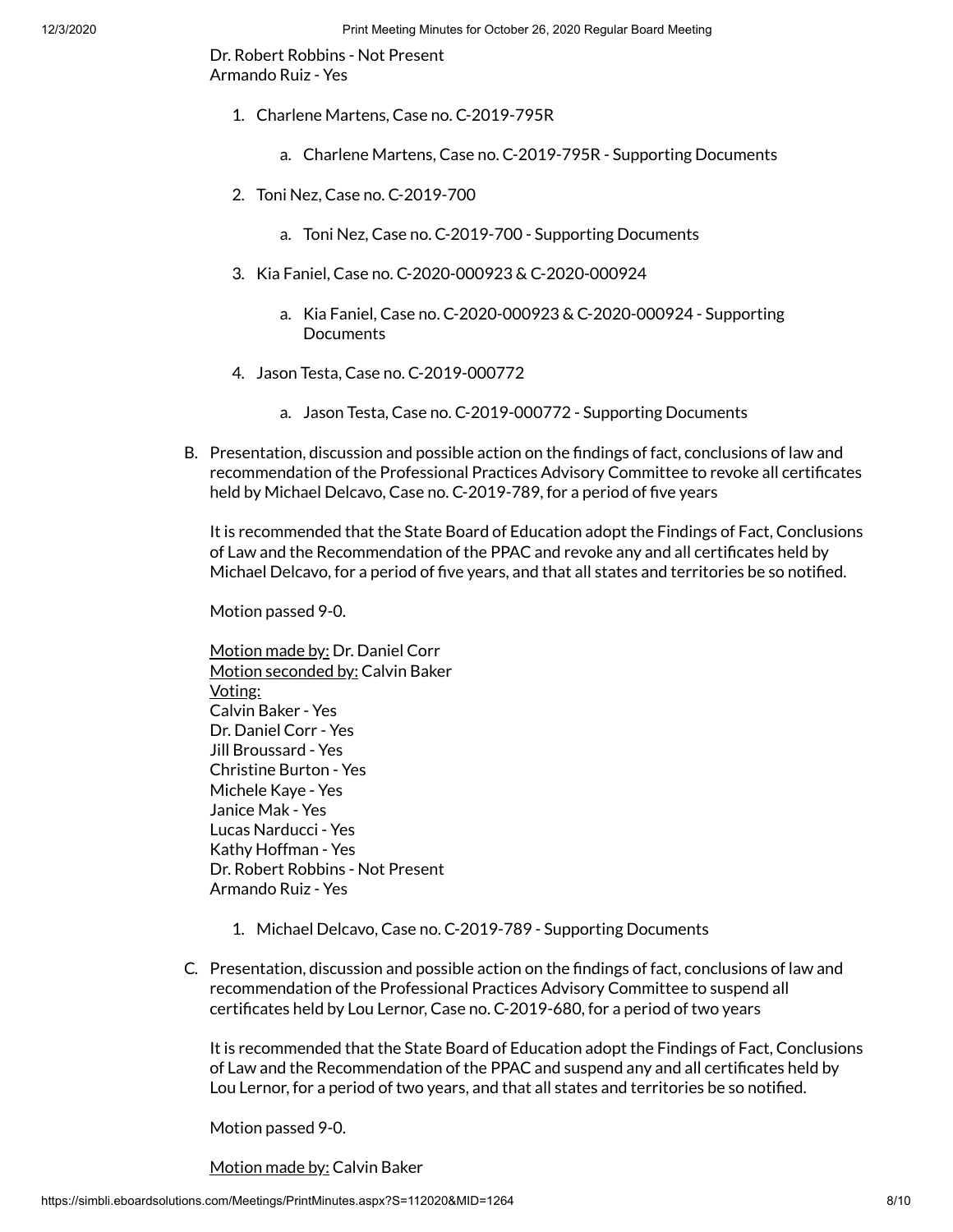Dr. Robert Robbins - Not Present
Armando Ruiz - Yes

1. Charlene Martens, Case no. C-2019-795R
    a. Charlene Martens, Case no. C-2019-795R - Supporting Documents
2. Toni Nez, Case no. C-2019-700
    a. Toni Nez, Case no. C-2019-700 - Supporting Documents
3. Kia Faniel, Case no. C-2020-000923 & C-2020-000924
    a. Kia Faniel, Case no. C-2020-000923 & C-2020-000924 - Supporting Documents
4. Jason Testa, Case no. C-2019-000772
    a. Jason Testa, Case no. C-2019-000772 - Supporting Documents

B. Presentation, discussion and possible action on the findings of fact, conclusions of law and recommendation of the Professional Practices Advisory Committee to revoke all certificates held by Michael Delcavo, Case no. C-2019-789, for a period of five years

It is recommended that the State Board of Education adopt the Findings of Fact, Conclusions of Law and the Recommendation of the PPAC and revoke any and all certificates held by Michael Delcavo, for a period of five years, and that all states and territories be so notified.

Motion passed 9-0.

<u>Motion made by:</u> Dr. Daniel Corr
<u>Motion seconded by:</u> Calvin Baker
<u>Voting:</u>
Calvin Baker - Yes
Dr. Daniel Corr - Yes
Jill Broussard - Yes
Christine Burton - Yes
Michele Kaye - Yes
Janice Mak - Yes
Lucas Narducci - Yes
Kathy Hoffman - Yes
Dr. Robert Robbins - Not Present
Armando Ruiz - Yes

1. Michael Delcavo, Case no. C-2019-789 - Supporting Documents

C. Presentation, discussion and possible action on the findings of fact, conclusions of law and recommendation of the Professional Practices Advisory Committee to suspend all certificates held by Lou Lernor, Case no. C-2019-680, for a period of two years

It is recommended that the State Board of Education adopt the Findings of Fact, Conclusions of Law and the Recommendation of the PPAC and suspend any and all certificates held by Lou Lernor, for a period of two years, and that all states and territories be so notified.

Motion passed 9-0.

<u>Motion made by:</u> Calvin Baker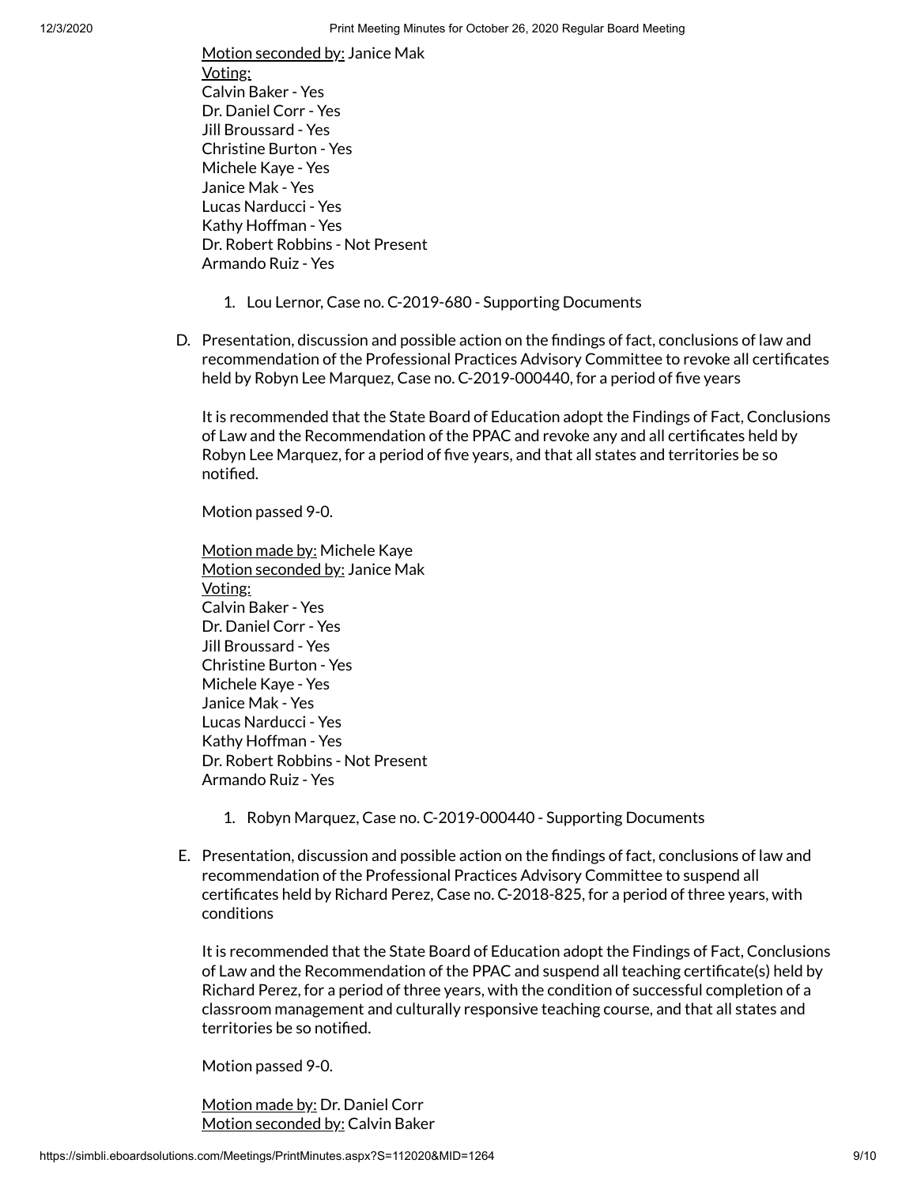<u>Motion seconded by:</u> Janice Mak
<u>Voting:</u>
Calvin Baker - Yes
Dr. Daniel Corr - Yes
Jill Broussard - Yes
Christine Burton - Yes
Michele Kaye - Yes
Janice Mak - Yes
Lucas Narducci - Yes
Kathy Hoffman - Yes
Dr. Robert Robbins - Not Present
Armando Ruiz - Yes

1. Lou Lernor, Case no. C-2019-680 - Supporting Documents

D. Presentation, discussion and possible action on the findings of fact, conclusions of law and recommendation of the Professional Practices Advisory Committee to revoke all certificates held by Robyn Lee Marquez, Case no. C-2019-000440, for a period of five years

It is recommended that the State Board of Education adopt the Findings of Fact, Conclusions of Law and the Recommendation of the PPAC and revoke any and all certificates held by Robyn Lee Marquez, for a period of five years, and that all states and territories be so notified.

Motion passed 9-0.

<u>Motion made by:</u> Michele Kaye
<u>Motion seconded by:</u> Janice Mak
<u>Voting:</u>
Calvin Baker - Yes
Dr. Daniel Corr - Yes
Jill Broussard - Yes
Christine Burton - Yes
Michele Kaye - Yes
Janice Mak - Yes
Lucas Narducci - Yes
Kathy Hoffman - Yes
Dr. Robert Robbins - Not Present
Armando Ruiz - Yes

1. Robyn Marquez, Case no. C-2019-000440 - Supporting Documents

E. Presentation, discussion and possible action on the findings of fact, conclusions of law and recommendation of the Professional Practices Advisory Committee to suspend all certificates held by Richard Perez, Case no. C-2018-825, for a period of three years, with conditions

It is recommended that the State Board of Education adopt the Findings of Fact, Conclusions of Law and the Recommendation of the PPAC and suspend all teaching certificate(s) held by Richard Perez, for a period of three years, with the condition of successful completion of a classroom management and culturally responsive teaching course, and that all states and territories be so notified.

Motion passed 9-0.

<u>Motion made by:</u> Dr. Daniel Corr
<u>Motion seconded by:</u> Calvin Baker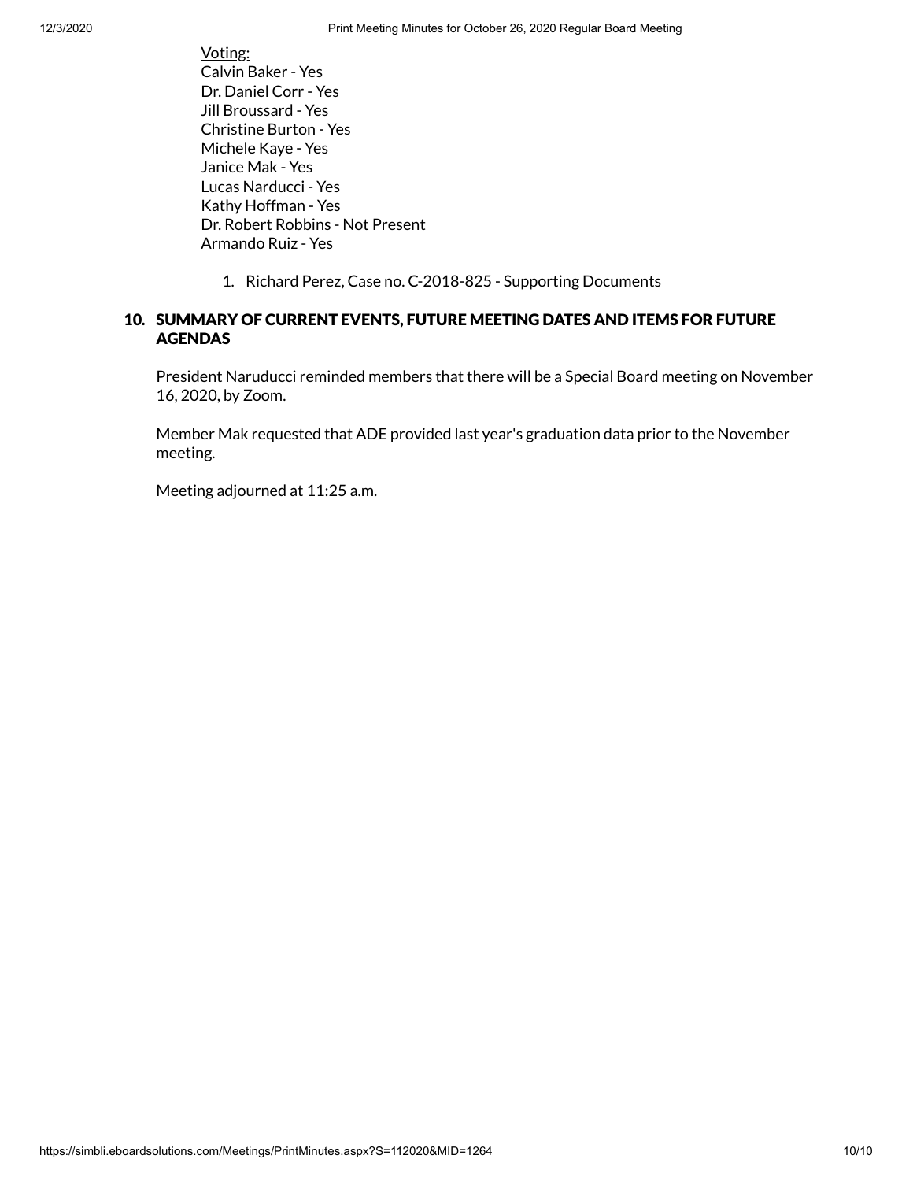Voting:
Calvin Baker - Yes
Dr. Daniel Corr - Yes
Jill Broussard - Yes
Christine Burton - Yes
Michele Kaye - Yes
Janice Mak - Yes
Lucas Narducci - Yes
Kathy Hoffman - Yes
Dr. Robert Robbins - Not Present
Armando Ruiz - Yes

1. Richard Perez, Case no. C-2018-825 - Supporting Documents

## 10. SUMMARY OF CURRENT EVENTS, FUTURE MEETING DATES AND ITEMS FOR FUTURE AGENDAS

President Naruducci reminded members that there will be a Special Board meeting on November 16, 2020, by Zoom.

Member Mak requested that ADE provided last year's graduation data prior to the November meeting.

Meeting adjourned at 11:25 a.m.